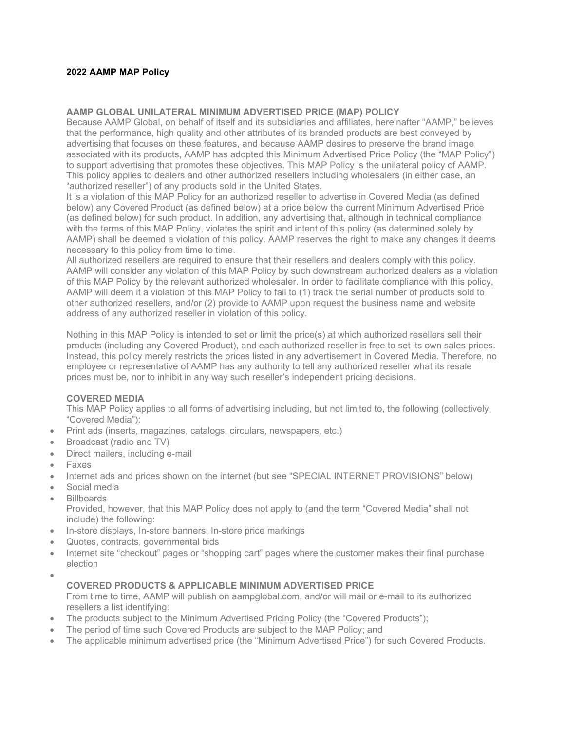**2022 AAMP MAP Policy**

### AAMP GLOBAL UNILATERAL MINIMUM ADVERTISED PRICE (MAP) POLICY

Because AAMP Global, on behalf of itself and its subsidiaries and affiliates, hereinafter "AAMP," believes that the performance, high quality and other attributes of its branded products are best conveyed by advertising that focuses on these features, and because AAMP desires to preserve the brand image associated with its products, AAMP has adopted this Minimum Advertised Price Policy (the "MAP Policy") to support advertising that promotes these objectives. This MAP Policy is the unilateral policy of AAMP. This policy applies to dealers and other authorized resellers including wholesalers (in either case, an "authorized reseller") of any products sold in the United States.

It is a violation of this MAP Policy for an authorized reseller to advertise in Covered Media (as defined below) any Covered Product (as defined below) at a price below the current Minimum Advertised Price (as defined below) for such product. In addition, any advertising that, although in technical compliance with the terms of this MAP Policy, violates the spirit and intent of this policy (as determined solely by AAMP) shall be deemed a violation of this policy. AAMP reserves the right to make any changes it deems necessary to this policy from time to time.

All authorized resellers are required to ensure that their resellers and dealers comply with this policy. AAMP will consider any violation of this MAP Policy by such downstream authorized dealers as a violation of this MAP Policy by the relevant authorized wholesaler. In order to facilitate compliance with this policy, AAMP will deem it a violation of this MAP Policy to fail to (1) track the serial number of products sold to other authorized resellers, and/or (2) provide to AAMP upon request the business name and website address of any authorized reseller in violation of this policy.

Nothing in this MAP Policy is intended to set or limit the price(s) at which authorized resellers sell their products (including any Covered Product), and each authorized reseller is free to set its own sales prices. Instead, this policy merely restricts the prices listed in any advertisement in Covered Media. Therefore, no employee or representative of AAMP has any authority to tell any authorized reseller what its resale prices must be, nor to inhibit in any way such reseller's independent pricing decisions.

### COVERED MEDIA

This MAP Policy applies to all forms of advertising including, but not limited to, the following (collectively, "Covered Media"):

- Print ads (inserts, magazines, catalogs, circulars, newspapers, etc.)
- Broadcast (radio and TV)
- Direct mailers, including e-mail
- Faxes
- Internet ads and prices shown on the internet (but see "SPECIAL INTERNET PROVISIONS" below)
- Social media
- Billboards

Provided, however, that this MAP Policy does not apply to (and the term "Covered Media" shall not include) the following:

- In-store displays, In-store banners, In-store price markings
- Quotes, contracts, governmental bids
- Internet site "checkout" pages or "shopping cart" pages where the customer makes their final purchase election

### COVERED PRODUCTS & APPLICABLE MINIMUM ADVERTISED PRICE

From time to time, AAMP will publish on aampglobal.com, and/or will mail or e-mail to its authorized resellers a list identifying:

- The products subject to the Minimum Advertised Pricing Policy (the "Covered Products");
- The period of time such Covered Products are subject to the MAP Policy; and
- The applicable minimum advertised price (the "Minimum Advertised Price") for such Covered Products.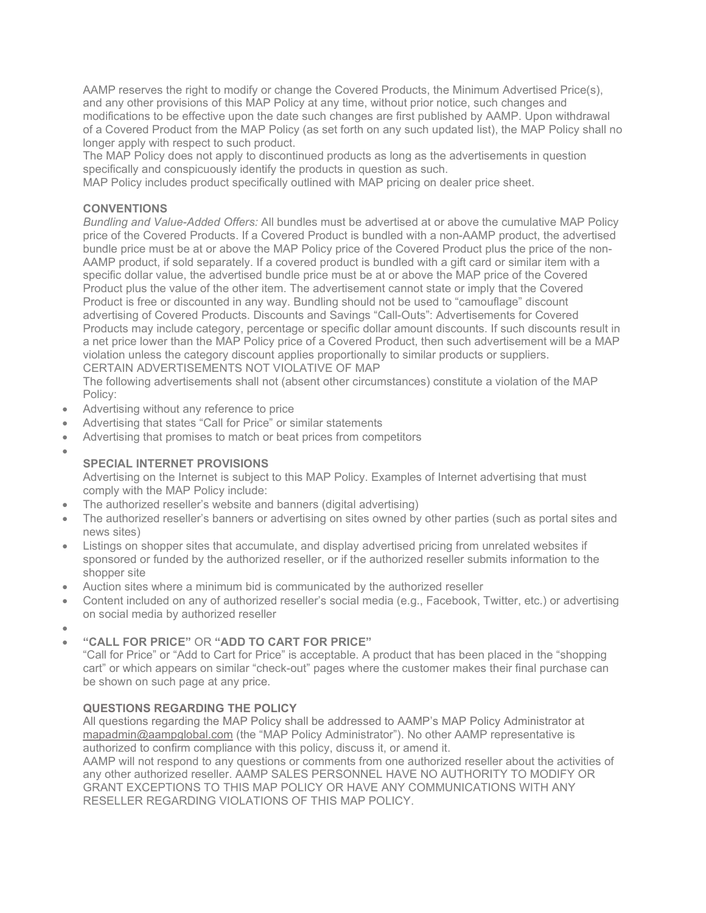AAMP reserves the right to modify or change the Covered Products, the Minimum Advertised Price(s), and any other provisions of this MAP Policy at any time, without prior notice, such changes and modifications to be effective upon the date such changes are first published by AAMP. Upon withdrawal of a Covered Product from the MAP Policy (as set forth on any such updated list), the MAP Policy shall no longer apply with respect to such product.

The MAP Policy does not apply to discontinued products as long as the advertisements in question specifically and conspicuously identify the products in question as such.

MAP Policy includes product specifically outlined with MAP pricing on dealer price sheet.

**CONVENTIONS**

*Bundling and Value-Added Offers:* All bundles must be advertised at or above the cumulative MAP Policy price of the Covered Products. If a Covered Product is bundled with a non-AAMP product, the advertised bundle price must be at or above the MAP Policy price of the Covered Product plus the price of the non-AAMP product, if sold separately. If a covered product is bundled with a gift card or similar item with a specific dollar value, the advertised bundle price must be at or above the MAP price of the Covered Product plus the value of the other item. The advertisement cannot state or imply that the Covered Product is free or discounted in any way. Bundling should not be used to "camouflage" discount advertising of Covered Products. Discounts and Savings "Call-Outs": Advertisements for Covered Products may include category, percentage or specific dollar amount discounts. If such discounts result in a net price lower than the MAP Policy price of a Covered Product, then such advertisement will be a MAP violation unless the category discount applies proportionally to similar products or suppliers.

CERTAIN ADVERTISEMENTS NOT VIOLATIVE OF MAP

The following advertisements shall not (absent other circumstances) constitute a violation of the MAP Policy:

- Advertising without any reference to price
- Advertising that states "Call for Price" or similar statements
- Advertising that promises to match or beat prices from competitors

**SPECIAL INTERNET PROVISIONS**

Advertising on the Internet is subject to this MAP Policy. Examples of Internet advertising that must comply with the MAP Policy include:

- The authorized reseller's website and banners (digital advertising)
- The authorized reseller's banners or advertising on sites owned by other parties (such as portal sites and news sites)
- Listings on shopper sites that accumulate, and display advertised pricing from unrelated websites if sponsored or funded by the authorized reseller, or if the authorized reseller submits information to the shopper site
- Auction sites where a minimum bid is communicated by the authorized reseller
- Content included on any of authorized reseller's social media (e.g., Facebook, Twitter, etc.) or advertising on social media by authorized reseller

**"CALL FOR PRICE"** OR **"ADD TO CART FOR PRICE"**

"Call for Price" or "Add to Cart for Price" is acceptable. A product that has been placed in the "shopping cart" or which appears on similar "check-out" pages where the customer makes their final purchase can be shown on such page at any price.

**QUESTIONS REGARDING THE POLICY**

All questions regarding the MAP Policy shall be addressed to AAMP's MAP Policy Administrator at mapadmin@aampglobal.com (the "MAP Policy Administrator"). No other AAMP representative is authorized to confirm compliance with this policy, discuss it, or amend it.

AAMP will not respond to any questions or comments from one authorized reseller about the activities of any other authorized reseller. AAMP SALES PERSONNEL HAVE NO AUTHORITY TO MODIFY OR GRANT EXCEPTIONS TO THIS MAP POLICY OR HAVE ANY COMMUNICATIONS WITH ANY RESELLER REGARDING VIOLATIONS OF THIS MAP POLICY.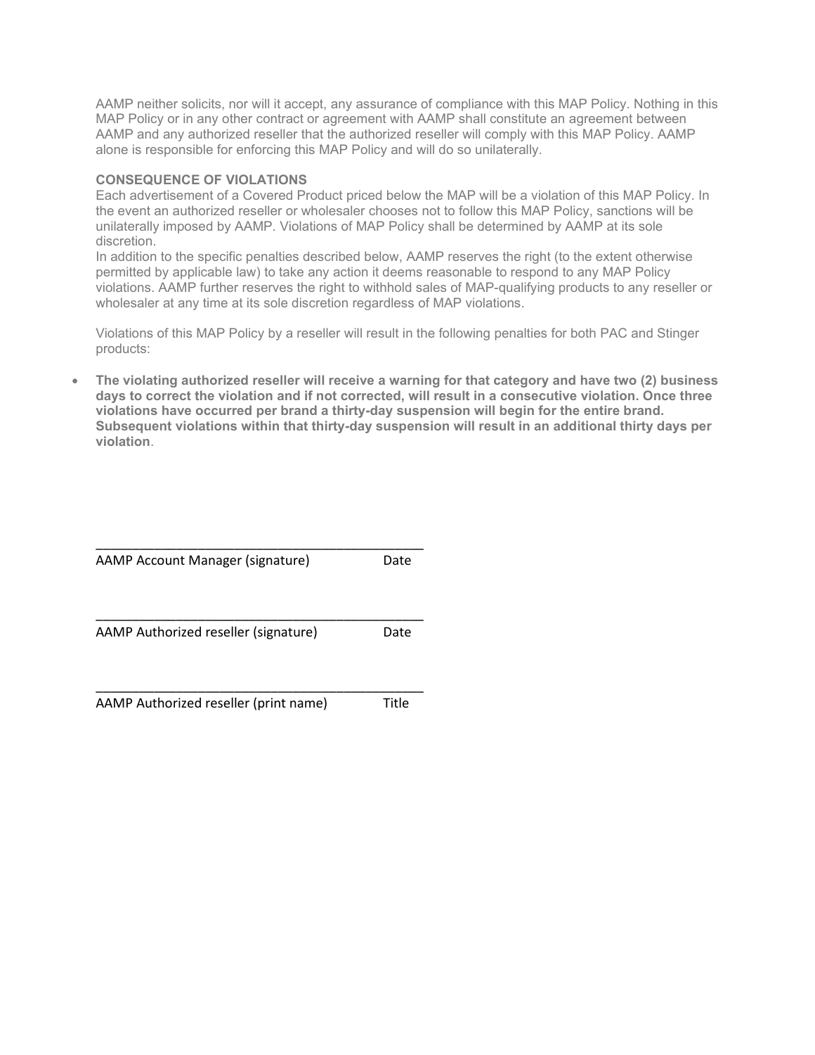AAMP neither solicits, nor will it accept, any assurance of compliance with this MAP Policy. Nothing in this MAP Policy or in any other contract or agreement with AAMP shall constitute an agreement between AAMP and any authorized reseller that the authorized reseller will comply with this MAP Policy. AAMP alone is responsible for enforcing this MAP Policy and will do so unilaterally.

**CONSEQUENCE OF VIOLATIONS**

Each advertisement of a Covered Product priced below the MAP will be a violation of this MAP Policy. In the event an authorized reseller or wholesaler chooses not to follow this MAP Policy, sanctions will be unilaterally imposed by AAMP. Violations of MAP Policy shall be determined by AAMP at its sole discretion.

In addition to the specific penalties described below, AAMP reserves the right (to the extent otherwise permitted by applicable law) to take any action it deems reasonable to respond to any MAP Policy violations. AAMP further reserves the right to withhold sales of MAP-qualifying products to any reseller or wholesaler at any time at its sole discretion regardless of MAP violations.

Violations of this MAP Policy by a reseller will result in the following penalties for both PAC and Stinger products:

- **The violating authorized reseller will receive a warning for that category and have two (2) business days to correct the violation and if not corrected, will result in a consecutive violation. Once three violations have occurred per brand a thirty-day suspension will begin for the entire brand. Subsequent violations within that thirty-day suspension will result in an additional thirty days per violation**.

\_\_\_\_\_\_\_\_\_\_\_\_\_\_\_\_\_\_\_\_\_\_\_\_\_\_\_\_\_\_\_\_\_\_\_\_\_\_\_\_\_\_\_\_

AAMP Account Manager (signature)     Date

\_\_\_\_\_\_\_\_\_\_\_\_\_\_\_\_\_\_\_\_\_\_\_\_\_\_\_\_\_\_\_\_\_\_\_\_\_\_\_\_\_\_\_\_

AAMP Authorized reseller (signature)     Date

\_\_\_\_\_\_\_\_\_\_\_\_\_\_\_\_\_\_\_\_\_\_\_\_\_\_\_\_\_\_\_\_\_\_\_\_\_\_\_\_\_\_\_\_

AAMP Authorized reseller (print name)     Title